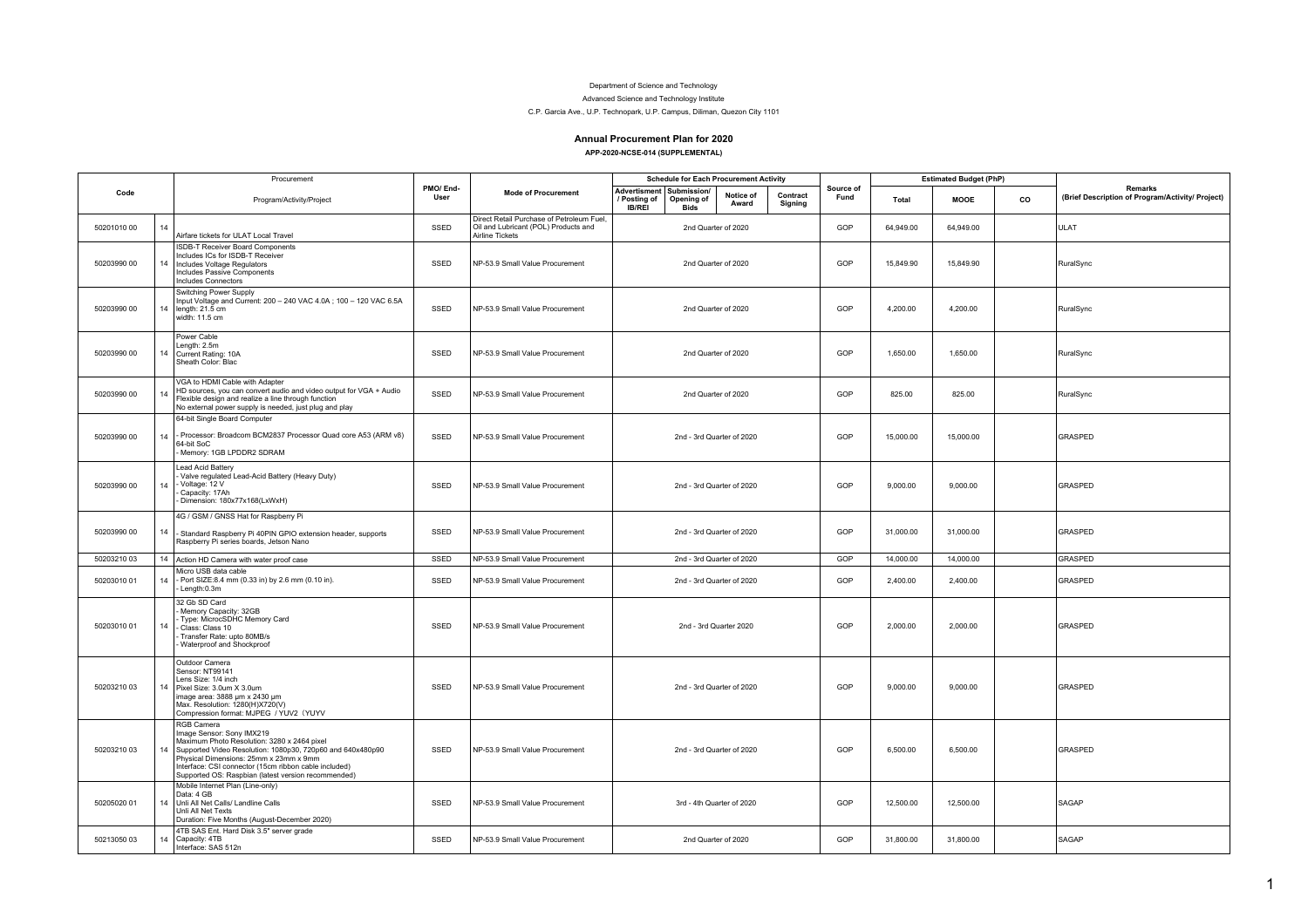Department of Science and Technology

Advanced Science and Technology Institute

C.P. Garcia Ave., U.P. Technopark, U.P. Campus, Diliman, Quezon City 1101

## Annual Procurement Plan for 2020

**APP-2020-NCSE-014 (SUPPLEMENTAL)**

| Code | | Procurement Program/Activity/Project | PMO/ End-User | Mode of Procurement | Schedule for Each Procurement Activity | | | | Source of Fund | Estimated Budget (PhP) | | | Remarks (Brief Description of Program/Activity/ Project) |
|---|---|---|---|---|---|---|---|---|---|---|---|---|---|
| | | | | | Advertisment / Posting of IB/REI | Submission/ Opening of Bids | Notice of Award | Contract Signing | | Total | MOOE | CO | |
| 50201010 00 | 14 | Airfare tickets for ULAT Local Travel | SSED | Direct Retail Purchase of Petroleum Fuel, Oil and Lubricant (POL) Products and Airline Tickets | 2nd Quarter of 2020 | | | | GOP | 64,949.00 | 64,949.00 | | ULAT |
| 50203990 00 | 14 | ISDB-T Receiver Board Components<br>Includes ICs for ISDB-T Receiver<br>Includes Voltage Regulators<br>Includes Passive Components<br>Includes Connectors | SSED | NP-53.9 Small Value Procurement | 2nd Quarter of 2020 | | | | GOP | 15,849.90 | 15,849.90 | | RuralSync |
| 50203990 00 | 14 | Switching Power Supply<br>Input Voltage and Current: 200 – 240 VAC 4.0A ; 100 – 120 VAC 6.5A<br>length: 21.5 cm<br>width: 11.5 cm | SSED | NP-53.9 Small Value Procurement | 2nd Quarter of 2020 | | | | GOP | 4,200.00 | 4,200.00 | | RuralSync |
| 50203990 00 | 14 | Power Cable<br>Length: 2.5m<br>Current Rating: 10A<br>Sheath Color: Blac | SSED | NP-53.9 Small Value Procurement | 2nd Quarter of 2020 | | | | GOP | 1,650.00 | 1,650.00 | | RuralSync |
| 50203990 00 | 14 | VGA to HDMI Cable with Adapter<br>HD sources, you can convert audio and video output for VGA + Audio<br>Flexible design and realize a line through function<br>No external power supply is needed, just plug and play | SSED | NP-53.9 Small Value Procurement | 2nd Quarter of 2020 | | | | GOP | 825.00 | 825.00 | | RuralSync |
| 50203990 00 | 14 | 64-bit Single Board Computer<br>- Processor: Broadcom BCM2837 Processor Quad core A53 (ARM v8) 64-bit SoC<br>- Memory: 1GB LPDDR2 SDRAM | SSED | NP-53.9 Small Value Procurement | 2nd - 3rd Quarter of 2020 | | | | GOP | 15,000.00 | 15,000.00 | | GRASPED |
| 50203990 00 | 14 | Lead Acid Battery<br>- Valve regulated Lead-Acid Battery (Heavy Duty)<br>- Voltage: 12 V<br>- Capacity: 17Ah<br>- Dimension: 180x77x168(LxWxH) | SSED | NP-53.9 Small Value Procurement | 2nd - 3rd Quarter of 2020 | | | | GOP | 9,000.00 | 9,000.00 | | GRASPED |
| 50203990 00 | 14 | 4G / GSM / GNSS Hat for Raspberry Pi<br>- Standard Raspberry Pi 40PIN GPIO extension header, supports Raspberry Pi series boards, Jetson Nano | SSED | NP-53.9 Small Value Procurement | 2nd - 3rd Quarter of 2020 | | | | GOP | 31,000.00 | 31,000.00 | | GRASPED |
| 50203210 03 | 14 | Action HD Camera with water proof case | SSED | NP-53.9 Small Value Procurement | 2nd - 3rd Quarter of 2020 | | | | GOP | 14,000.00 | 14,000.00 | | GRASPED |
| 50203010 01 | 14 | Micro USB data cable<br>- Port SIZE:8.4 mm (0.33 in) by 2.6 mm (0.10 in).<br>- Length:0.3m | SSED | NP-53.9 Small Value Procurement | 2nd - 3rd Quarter of 2020 | | | | GOP | 2,400.00 | 2,400.00 | | GRASPED |
| 50203010 01 | 14 | 32 Gb SD Card<br>- Memory Capacity: 32GB<br>- Type: MicrocSDHC Memory Card<br>- Class: Class 10<br>- Transfer Rate: upto 80MB/s<br>- Waterproof and Shockproof | SSED | NP-53.9 Small Value Procurement | 2nd - 3rd Quarter 2020 | | | | GOP | 2,000.00 | 2,000.00 | | GRASPED |
| 50203210 03 | 14 | Outdoor Camera<br>Sensor: NT99141<br>Lens Size: 1/4 inch<br>Pixel Size: 3.0um X 3.0um<br>image area: 3888 µm x 2430 µm<br>Max. Resolution: 1280(H)X720(V)<br>Compression format: MJPEG / YUV2（YUYV | SSED | NP-53.9 Small Value Procurement | 2nd - 3rd Quarter of 2020 | | | | GOP | 9,000.00 | 9,000.00 | | GRASPED |
| 50203210 03 | 14 | RGB Camera<br>Image Sensor: Sony IMX219<br>Maximum Photo Resolution: 3280 x 2464 pixel<br>Supported Video Resolution: 1080p30, 720p60 and 640x480p90<br>Physical Dimensions: 25mm x 23mm x 9mm<br>Interface: CSI connector (15cm ribbon cable included)<br>Supported OS: Raspbian (latest version recommended) | SSED | NP-53.9 Small Value Procurement | 2nd - 3rd Quarter of 2020 | | | | GOP | 6,500.00 | 6,500.00 | | GRASPED |
| 50205020 01 | 14 | Mobile Internet Plan (Line-only)<br>Data: 4 GB<br>Unli All Net Calls/ Landline Calls<br>Unli All Net Texts<br>Duration: Five Months (August-December 2020) | SSED | NP-53.9 Small Value Procurement | 3rd - 4th Quarter of 2020 | | | | GOP | 12,500.00 | 12,500.00 | | SAGAP |
| 50213050 03 | 14 | 4TB SAS Ent. Hard Disk 3.5" server grade<br>Capacity: 4TB<br>Interface: SAS 512n | SSED | NP-53.9 Small Value Procurement | 2nd Quarter of 2020 | | | | GOP | 31,800.00 | 31,800.00 | | SAGAP |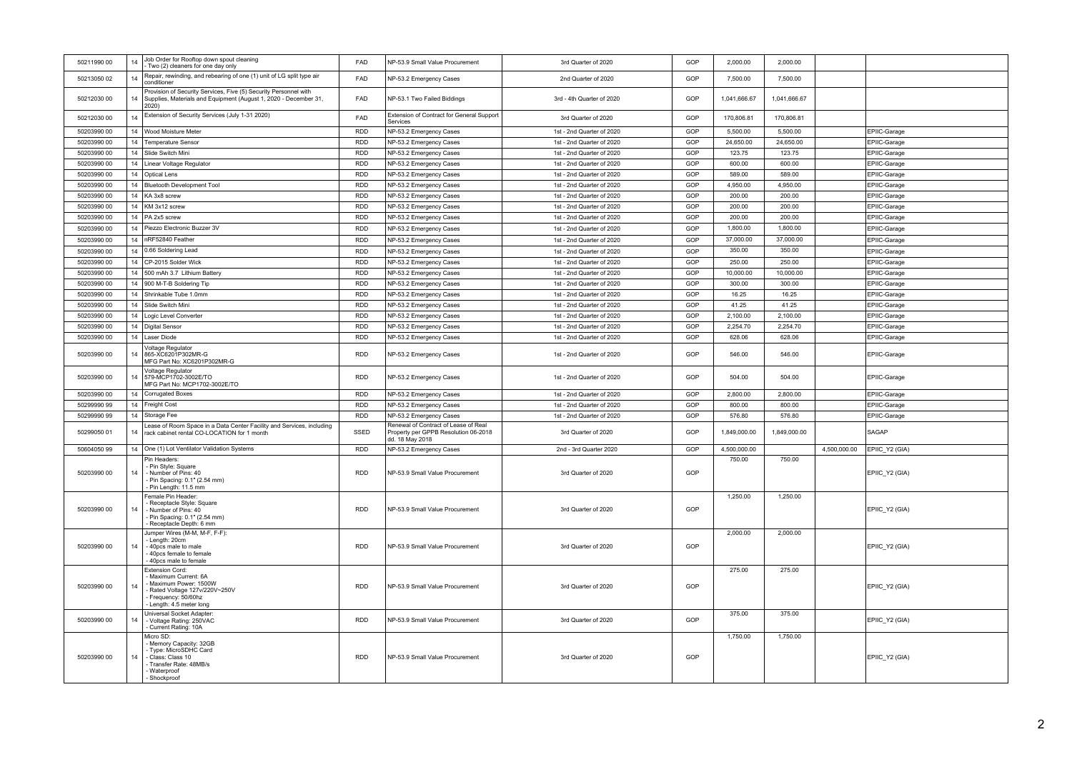| | | | | | | | | | | |
|---|---|---|---|---|---|---|---|---|---|---|
| 50211990 00 | 14 | Job Order for Rooftop down spout cleaning<br>- Two (2) cleaners for one day only | FAD | NP-53.9 Small Value Procurement | 3rd Quarter of 2020 | GOP | 2,000.00 | 2,000.00 | | |
| 50213050 02 | 14 | Repair, rewinding, and rebearing of one (1) unit of LG split type air conditioner | FAD | NP-53.2 Emergency Cases | 2nd Quarter of 2020 | GOP | 7,500.00 | 7,500.00 | | |
| 50212030 00 | 14 | Provision of Security Services, Five (5) Security Personnel with Supplies, Materials and Equipment (August 1, 2020 - December 31, 2020) | FAD | NP-53.1 Two Failed Biddings | 3rd - 4th Quarter of 2020 | GOP | 1,041,666.67 | 1,041,666.67 | | |
| 50212030 00 | 14 | Extension of Security Services (July 1-31 2020) | FAD | Extension of Contract for General Support Services | 3rd Quarter of 2020 | GOP | 170,806.81 | 170,806.81 | | |
| 50203990 00 | 14 | Wood Moisture Meter | RDD | NP-53.2 Emergency Cases | 1st - 2nd Quarter of 2020 | GOP | 5,500.00 | 5,500.00 | | EPIIC-Garage |
| 50203990 00 | 14 | Temperature Sensor | RDD | NP-53.2 Emergency Cases | 1st - 2nd Quarter of 2020 | GOP | 24,650.00 | 24,650.00 | | EPIIC-Garage |
| 50203990 00 | 14 | Slide Switch Mini | RDD | NP-53.2 Emergency Cases | 1st - 2nd Quarter of 2020 | GOP | 123.75 | 123.75 | | EPIIC-Garage |
| 50203990 00 | 14 | Linear Voltage Regulator | RDD | NP-53.2 Emergency Cases | 1st - 2nd Quarter of 2020 | GOP | 600.00 | 600.00 | | EPIIC-Garage |
| 50203990 00 | 14 | Optical Lens | RDD | NP-53.2 Emergency Cases | 1st - 2nd Quarter of 2020 | GOP | 589.00 | 589.00 | | EPIIC-Garage |
| 50203990 00 | 14 | Bluetooth Development Tool | RDD | NP-53.2 Emergency Cases | 1st - 2nd Quarter of 2020 | GOP | 4,950.00 | 4,950.00 | | EPIIC-Garage |
| 50203990 00 | 14 | KA 3x8 screw | RDD | NP-53.2 Emergency Cases | 1st - 2nd Quarter of 2020 | GOP | 200.00 | 200.00 | | EPIIC-Garage |
| 50203990 00 | 14 | KM 3x12 screw | RDD | NP-53.2 Emergency Cases | 1st - 2nd Quarter of 2020 | GOP | 200.00 | 200.00 | | EPIIC-Garage |
| 50203990 00 | 14 | PA 2x5 screw | RDD | NP-53.2 Emergency Cases | 1st - 2nd Quarter of 2020 | GOP | 200.00 | 200.00 | | EPIIC-Garage |
| 50203990 00 | 14 | Piezzo Electronic Buzzer 3V | RDD | NP-53.2 Emergency Cases | 1st - 2nd Quarter of 2020 | GOP | 1,800.00 | 1,800.00 | | EPIIC-Garage |
| 50203990 00 | 14 | nRF52840 Feather | RDD | NP-53.2 Emergency Cases | 1st - 2nd Quarter of 2020 | GOP | 37,000.00 | 37,000.00 | | EPIIC-Garage |
| 50203990 00 | 14 | 0.66 Soldering Lead | RDD | NP-53.2 Emergency Cases | 1st - 2nd Quarter of 2020 | GOP | 350.00 | 350.00 | | EPIIC-Garage |
| 50203990 00 | 14 | CP-2015 Solder Wick | RDD | NP-53.2 Emergency Cases | 1st - 2nd Quarter of 2020 | GOP | 250.00 | 250.00 | | EPIIC-Garage |
| 50203990 00 | 14 | 500 mAh 3.7 Lithium Battery | RDD | NP-53.2 Emergency Cases | 1st - 2nd Quarter of 2020 | GOP | 10,000.00 | 10,000.00 | | EPIIC-Garage |
| 50203990 00 | 14 | 900 M-T-B Soldering Tip | RDD | NP-53.2 Emergency Cases | 1st - 2nd Quarter of 2020 | GOP | 300.00 | 300.00 | | EPIIC-Garage |
| 50203990 00 | 14 | Shrinkable Tube 1.0mm | RDD | NP-53.2 Emergency Cases | 1st - 2nd Quarter of 2020 | GOP | 16.25 | 16.25 | | EPIIC-Garage |
| 50203990 00 | 14 | Slide Switch Mini | RDD | NP-53.2 Emergency Cases | 1st - 2nd Quarter of 2020 | GOP | 41.25 | 41.25 | | EPIIC-Garage |
| 50203990 00 | 14 | Logic Level Converter | RDD | NP-53.2 Emergency Cases | 1st - 2nd Quarter of 2020 | GOP | 2,100.00 | 2,100.00 | | EPIIC-Garage |
| 50203990 00 | 14 | Digital Sensor | RDD | NP-53.2 Emergency Cases | 1st - 2nd Quarter of 2020 | GOP | 2,254.70 | 2,254.70 | | EPIIC-Garage |
| 50203990 00 | 14 | Laser Diode | RDD | NP-53.2 Emergency Cases | 1st - 2nd Quarter of 2020 | GOP | 628.06 | 628.06 | | EPIIC-Garage |
| 50203990 00 | 14 | Voltage Regulator<br>865-XC6201P302MR-G<br>MFG Part No: XC6201P302MR-G | RDD | NP-53.2 Emergency Cases | 1st - 2nd Quarter of 2020 | GOP | 546.00 | 546.00 | | EPIIC-Garage |
| 50203990 00 | 14 | Voltage Regulator<br>579-MCP1702-3002E/TO<br>MFG Part No: MCP1702-3002E/TO | RDD | NP-53.2 Emergency Cases | 1st - 2nd Quarter of 2020 | GOP | 504.00 | 504.00 | | EPIIC-Garage |
| 50203990 00 | 14 | Corrugated Boxes | RDD | NP-53.2 Emergency Cases | 1st - 2nd Quarter of 2020 | GOP | 2,800.00 | 2,800.00 | | EPIIC-Garage |
| 50299990 99 | 14 | Freight Cost | RDD | NP-53.2 Emergency Cases | 1st - 2nd Quarter of 2020 | GOP | 800.00 | 800.00 | | EPIIC-Garage |
| 50299990 99 | 14 | Storage Fee | RDD | NP-53.2 Emergency Cases | 1st - 2nd Quarter of 2020 | GOP | 576.80 | 576.80 | | EPIIC-Garage |
| 50299050 01 | 14 | Lease of Room Space in a Data Center Facility and Services, including rack cabinet rental CO-LOCATION for 1 month | SSED | Renewal of Contract of Lease of Real Property per GPPB Resolution 06-2018 dd. 18 May 2018 | 3rd Quarter of 2020 | GOP | 1,849,000.00 | 1,849,000.00 | | SAGAP |
| 50604050 99 | 14 | One (1) Lot Ventilator Validation Systems | RDD | NP-53.2 Emergency Cases | 2nd - 3rd Quarter 2020 | GOP | 4,500,000.00 | | 4,500,000.00 | EPIIC_Y2 (GIA) |
| 50203990 00 | 14 | Pin Headers:<br>- Pin Style: Square<br>- Number of Pins: 40<br>- Pin Spacing: 0.1" (2.54 mm)<br>- Pin Length: 11.5 mm | RDD | NP-53.9 Small Value Procurement | 3rd Quarter of 2020 | GOP | 750.00 | 750.00 | | EPIIC_Y2 (GIA) |
| 50203990 00 | 14 | Female Pin Header:<br>- Receptacle Style: Square<br>- Number of Pins: 40<br>- Pin Spacing: 0.1" (2.54 mm)<br>- Receptacle Depth: 6 mm | RDD | NP-53.9 Small Value Procurement | 3rd Quarter of 2020 | GOP | 1,250.00 | 1,250.00 | | EPIIC_Y2 (GIA) |
| 50203990 00 | 14 | Jumper Wires (M-M, M-F, F-F):<br>- Length: 20cm<br>- 40pcs male to male<br>- 40pcs female to female<br>- 40pcs male to female | RDD | NP-53.9 Small Value Procurement | 3rd Quarter of 2020 | GOP | 2,000.00 | 2,000.00 | | EPIIC_Y2 (GIA) |
| 50203990 00 | 14 | Extension Cord:<br>- Maximum Current: 6A<br>- Maximum Power: 1500W<br>- Rated Voltage 127v/220V~250V<br>- Frequency: 50/60hz<br>- Length: 4.5 meter long | RDD | NP-53.9 Small Value Procurement | 3rd Quarter of 2020 | GOP | 275.00 | 275.00 | | EPIIC_Y2 (GIA) |
| 50203990 00 | 14 | Universal Socket Adapter:<br>- Voltage Rating: 250VAC<br>- Current Rating: 10A | RDD | NP-53.9 Small Value Procurement | 3rd Quarter of 2020 | GOP | 375.00 | 375.00 | | EPIIC_Y2 (GIA) |
| 50203990 00 | 14 | Micro SD:<br>- Memory Capacity: 32GB<br>- Type: MicroSDHC Card<br>- Class: Class 10<br>- Transfer Rate: 48MB/s<br>- Waterproof<br>- Shockproof | RDD | NP-53.9 Small Value Procurement | 3rd Quarter of 2020 | GOP | 1,750.00 | 1,750.00 | | EPIIC_Y2 (GIA) |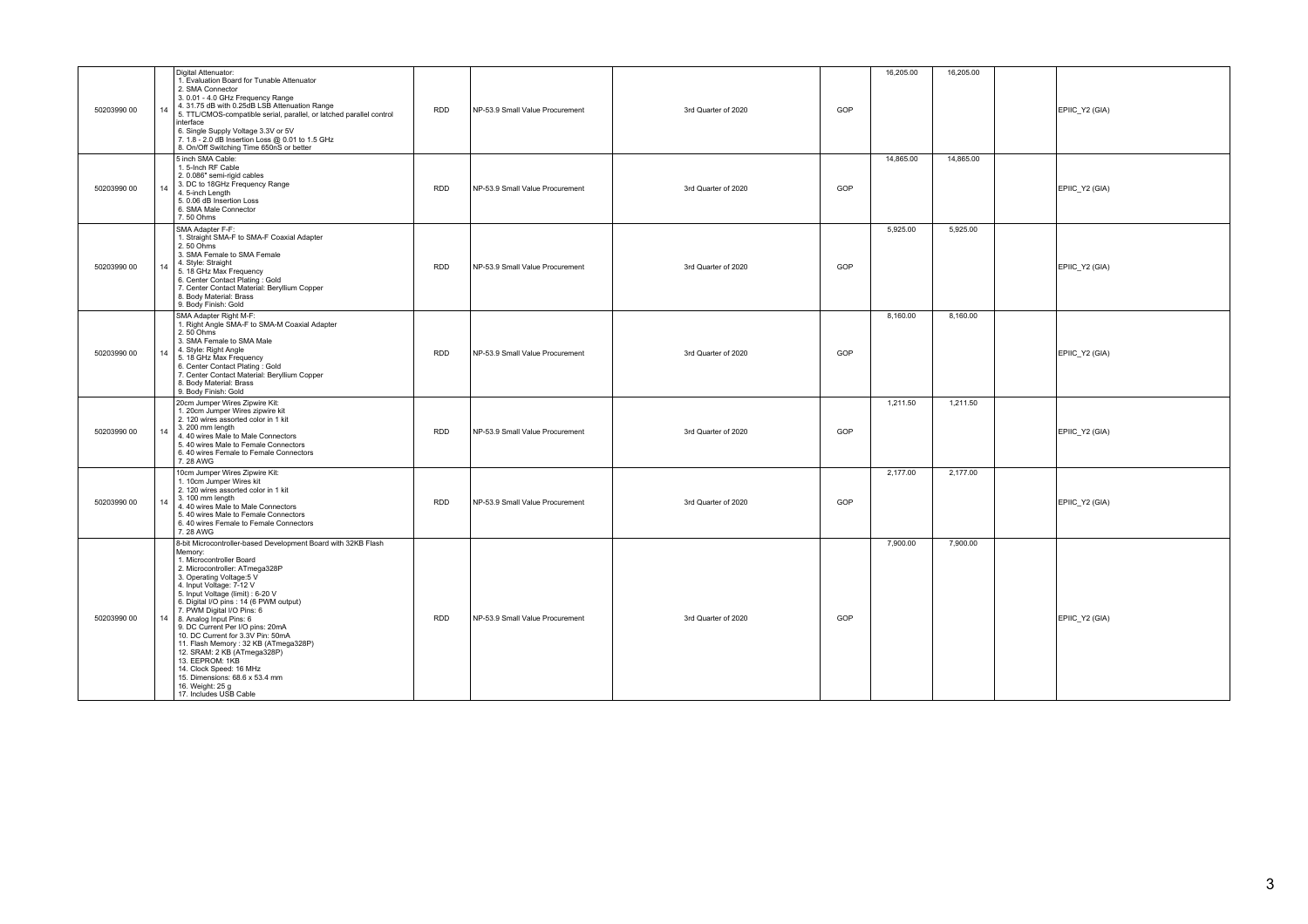| | | | | | | | | | | |
|---|---|---|---|---|---|---|---|---|---|---|
| 50203990 00 | 14 | Digital Attenuator:<br>1. Evaluation Board for Tunable Attenuator<br>2. SMA Connector<br>3. 0.01 - 4.0 GHz Frequency Range<br>4. 31.75 dB with 0.25dB LSB Attenuation Range<br>5. TTL/CMOS-compatible serial, parallel, or latched parallel control interface<br>6. Single Supply Voltage 3.3V or 5V<br>7. 1.8 - 2.0 dB Insertion Loss @ 0.01 to 1.5 GHz<br>8. On/Off Switching Time 650nS or better | RDD | NP-53.9 Small Value Procurement | 3rd Quarter of 2020 | GOP | 16,205.00 | 16,205.00 | | EPIIC_Y2 (GIA) |
| 50203990 00 | 14 | 5 inch SMA Cable:<br>1. 5-Inch RF Cable<br>2. 0.086" semi-rigid cables<br>3. DC to 18GHz Frequency Range<br>4. 5-inch Length<br>5. 0.06 dB Insertion Loss<br>6. SMA Male Connector<br>7. 50 Ohms | RDD | NP-53.9 Small Value Procurement | 3rd Quarter of 2020 | GOP | 14,865.00 | 14,865.00 | | EPIIC_Y2 (GIA) |
| 50203990 00 | 14 | SMA Adapter F-F:<br>1. Straight SMA-F to SMA-F Coaxial Adapter<br>2. 50 Ohms<br>3. SMA Female to SMA Female<br>4. Style: Straight<br>5. 18 GHz Max Frequency<br>6. Center Contact Plating : Gold<br>7. Center Contact Material: Beryllium Copper<br>8. Body Material: Brass<br>9. Body Finish: Gold | RDD | NP-53.9 Small Value Procurement | 3rd Quarter of 2020 | GOP | 5,925.00 | 5,925.00 | | EPIIC_Y2 (GIA) |
| 50203990 00 | 14 | SMA Adapter Right M-F:<br>1. Right Angle SMA-F to SMA-M Coaxial Adapter<br>2. 50 Ohms<br>3. SMA Female to SMA Male<br>4. Style: Right Angle<br>5. 18 GHz Max Frequency<br>6. Center Contact Plating : Gold<br>7. Center Contact Material: Beryllium Copper<br>8. Body Material: Brass<br>9. Body Finish: Gold | RDD | NP-53.9 Small Value Procurement | 3rd Quarter of 2020 | GOP | 8,160.00 | 8,160.00 | | EPIIC_Y2 (GIA) |
| 50203990 00 | 14 | 20cm Jumper Wires Zipwire Kit:<br>1. 20cm Jumper Wires zipwire kit<br>2. 120 wires assorted color in 1 kit<br>3. 200 mm length<br>4. 40 wires Male to Male Connectors<br>5. 40 wires Male to Female Connectors<br>6. 40 wires Female to Female Connectors<br>7. 28 AWG | RDD | NP-53.9 Small Value Procurement | 3rd Quarter of 2020 | GOP | 1,211.50 | 1,211.50 | | EPIIC_Y2 (GIA) |
| 50203990 00 | 14 | 10cm Jumper Wires Zipwire Kit:<br>1. 10cm Jumper Wires kit<br>2. 120 wires assorted color in 1 kit<br>3. 100 mm length<br>4. 40 wires Male to Male Connectors<br>5. 40 wires Male to Female Connectors<br>6. 40 wires Female to Female Connectors<br>7. 28 AWG | RDD | NP-53.9 Small Value Procurement | 3rd Quarter of 2020 | GOP | 2,177.00 | 2,177.00 | | EPIIC_Y2 (GIA) |
| 50203990 00 | 14 | 8-bit Microcontroller-based Development Board with 32KB Flash Memory:<br>1. Microcontroller Board<br>2. Microcontroller: ATmega328P<br>3. Operating Voltage:5 V<br>4. Input Voltage: 7-12 V<br>5. Input Voltage (limit) : 6-20 V<br>6. Digital I/O pins : 14 (6 PWM output)<br>7. PWM Digital I/O Pins: 6<br>8. Analog Input Pins: 6<br>9. DC Current Per I/O pins: 20mA<br>10. DC Current for 3.3V Pin: 50mA<br>11. Flash Memory : 32 KB (ATmega328P)<br>12. SRAM: 2 KB (ATmega328P)<br>13. EEPROM: 1KB<br>14. Clock Speed: 16 MHz<br>15. Dimensions: 68.6 x 53.4 mm<br>16. Weight: 25 g<br>17. Includes USB Cable | RDD | NP-53.9 Small Value Procurement | 3rd Quarter of 2020 | GOP | 7,900.00 | 7,900.00 | | EPIIC_Y2 (GIA) |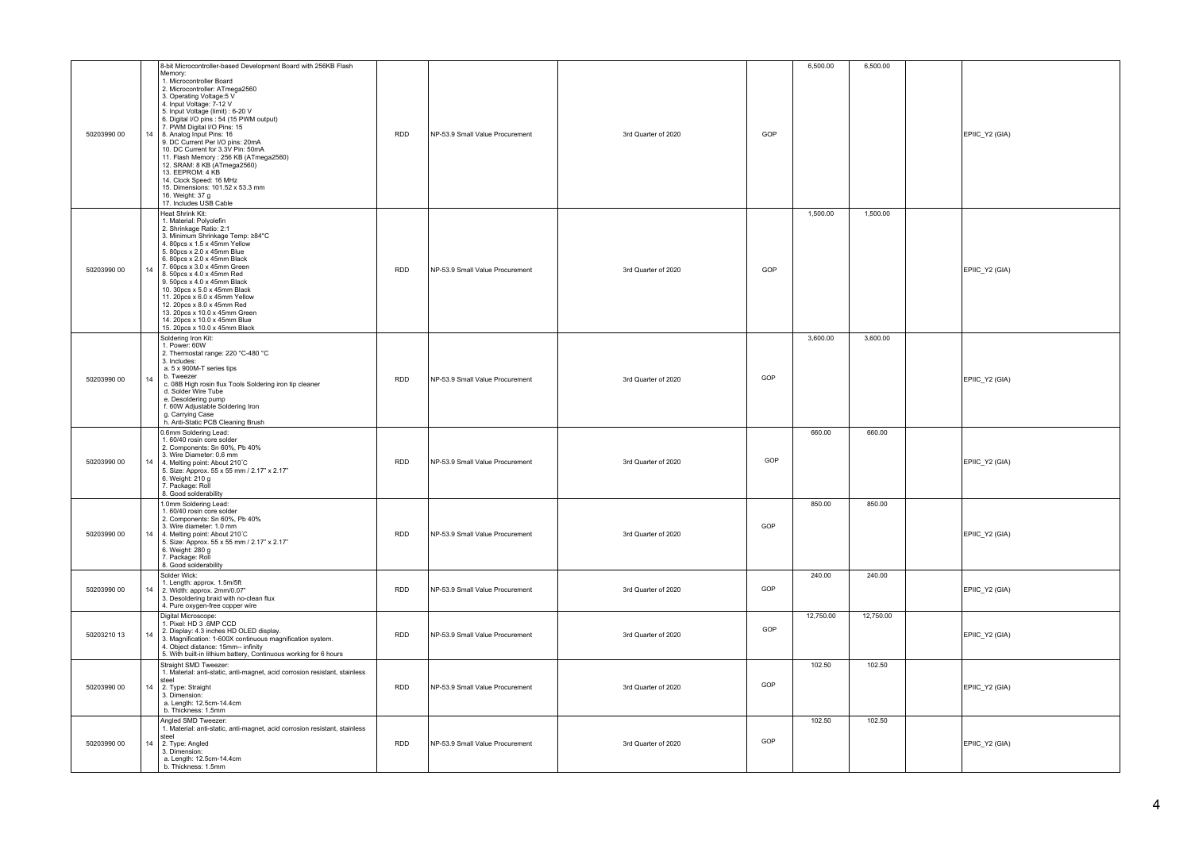| | | | | | | | | | | | |
|---|---|---|---|---|---|---|---|---|---|---|---|
| 50203990 00 | 14 | 8-bit Microcontroller-based Development Board with 256KB Flash Memory:<br>1. Microcontroller Board<br>2. Microcontroller: ATmega2560<br>3. Operating Voltage:5 V<br>4. Input Voltage: 7-12 V<br>5. Input Voltage (limit) : 6-20 V<br>6. Digital I/O pins : 54 (15 PWM output)<br>7. PWM Digital I/O Pins: 15<br>8. Analog Input Pins: 16<br>9. DC Current Per I/O pins: 20mA<br>10. DC Current for 3.3V Pin: 50mA<br>11. Flash Memory : 256 KB (ATmega2560)<br>12. SRAM: 8 KB (ATmega2560)<br>13. EEPROM: 4 KB<br>14. Clock Speed: 16 MHz<br>15. Dimensions: 101.52 x 53.3 mm<br>16. Weight: 37 g<br>17. Includes USB Cable | RDD | NP-53.9 Small Value Procurement | 3rd Quarter of 2020 | GOP | 6,500.00 | 6,500.00 | | EPIIC_Y2 (GIA) |
| 50203990 00 | 14 | Heat Shrink Kit:<br>1. Material: Polyolefin<br>2. Shrinkage Ratio: 2:1<br>3. Minimum Shrinkage Temp: ≥84°C<br>4. 80pcs x 1.5 x 45mm Yellow<br>5. 80pcs x 2.0 x 45mm Blue<br>6. 80pcs x 2.0 x 45mm Black<br>7. 60pcs x 3.0 x 45mm Green<br>8. 50pcs x 4.0 x 45mm Red<br>9. 50pcs x 4.0 x 45mm Black<br>10. 30pcs x 5.0 x 45mm Black<br>11. 20pcs x 6.0 x 45mm Yellow<br>12. 20pcs x 8.0 x 45mm Red<br>13. 20pcs x 10.0 x 45mm Green<br>14. 20pcs x 10.0 x 45mm Blue<br>15. 20pcs x 10.0 x 45mm Black | RDD | NP-53.9 Small Value Procurement | 3rd Quarter of 2020 | GOP | 1,500.00 | 1,500.00 | | EPIIC_Y2 (GIA) |
| 50203990 00 | 14 | Soldering Iron Kit:<br>1. Power: 60W<br>2. Thermostat range: 220 °C-480 °C<br>3. Includes:<br>a. 5 x 900M-T series tips<br>b. Tweezer<br>c. 08B High rosin flux Tools Soldering iron tip cleaner<br>d. Solder Wire Tube<br>e. Desoldering pump<br>f. 60W Adjustable Soldering Iron<br>g. Carrying Case<br>h. Anti-Static PCB Cleaning Brush | RDD | NP-53.9 Small Value Procurement | 3rd Quarter of 2020 | GOP | 3,600.00 | 3,600.00 | | EPIIC_Y2 (GIA) |
| 50203990 00 | 14 | 0.6mm Soldering Lead:<br>1. 60/40 rosin core solder<br>2. Components: Sn 60%, Pb 40%<br>3. Wire Diameter: 0.6 mm<br>4. Melting point: About 210˚C<br>5. Size: Approx. 55 x 55 mm / 2.17" x 2.17"<br>6. Weight: 210 g<br>7. Package: Roll<br>8. Good solderability | RDD | NP-53.9 Small Value Procurement | 3rd Quarter of 2020 | GOP | 660.00 | 660.00 | | EPIIC_Y2 (GIA) |
| 50203990 00 | 14 | 1.0mm Soldering Lead:<br>1. 60/40 rosin core solder<br>2. Components: Sn 60%, Pb 40%<br>3. Wire diameter: 1.0 mm<br>4. Melting point: About 210˚C<br>5. Size: Approx. 55 x 55 mm / 2.17" x 2.17"<br>6. Weight: 280 g<br>7. Package: Roll<br>8. Good solderability | RDD | NP-53.9 Small Value Procurement | 3rd Quarter of 2020 | GOP | 850.00 | 850.00 | | EPIIC_Y2 (GIA) |
| 50203990 00 | 14 | Solder Wick:<br>1. Length: approx. 1.5m/5ft<br>2. Width: approx. 2mm/0.07"<br>3. Desoldering braid with no-clean flux<br>4. Pure oxygen-free copper wire | RDD | NP-53.9 Small Value Procurement | 3rd Quarter of 2020 | GOP | 240.00 | 240.00 | | EPIIC_Y2 (GIA) |
| 50203210 13 | 14 | Digital Microscope:<br>1. Pixel: HD 3 .6MP CCD<br>2. Display: 4.3 inches HD OLED display.<br>3. Magnification: 1-600X continuous magnification system.<br>4. Object distance: 15mm– infinity<br>5. With built-in lithium battery, Continuous working for 6 hours | RDD | NP-53.9 Small Value Procurement | 3rd Quarter of 2020 | GOP | 12,750.00 | 12,750.00 | | EPIIC_Y2 (GIA) |
| 50203990 00 | 14 | Straight SMD Tweezer:<br>1. Material: anti-static, anti-magnet, acid corrosion resistant, stainless steel<br>2. Type: Straight<br>3. Dimension:<br>a. Length: 12.5cm-14.4cm<br>b. Thickness: 1.5mm | RDD | NP-53.9 Small Value Procurement | 3rd Quarter of 2020 | GOP | 102.50 | 102.50 | | EPIIC_Y2 (GIA) |
| 50203990 00 | 14 | Angled SMD Tweezer:<br>1. Material: anti-static, anti-magnet, acid corrosion resistant, stainless steel<br>2. Type: Angled<br>3. Dimension:<br>a. Length: 12.5cm-14.4cm<br>b. Thickness: 1.5mm | RDD | NP-53.9 Small Value Procurement | 3rd Quarter of 2020 | GOP | 102.50 | 102.50 | | EPIIC_Y2 (GIA) |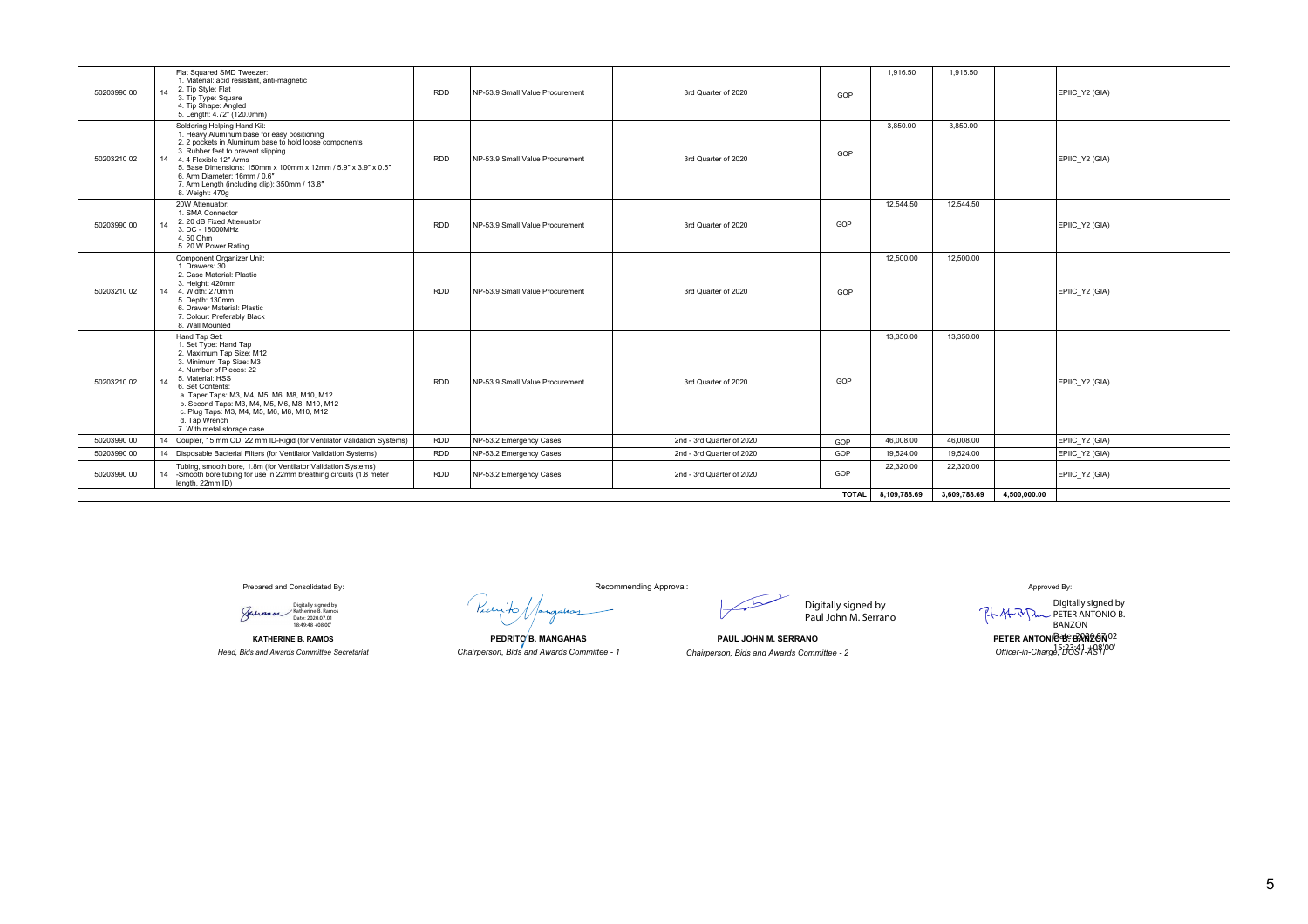| | | | | | | | | | | |
|---|---|---|---|---|---|---|---|---|---|---|
| 50203990 00 | 14 | Flat Squared SMD Tweezer:<br>1. Material: acid resistant, anti-magnetic<br>2. Tip Style: Flat<br>3. Tip Type: Square<br>4. Tip Shape: Angled<br>5. Length: 4.72" (120.0mm) | RDD | NP-53.9 Small Value Procurement | 3rd Quarter of 2020 | GOP | 1,916.50 | 1,916.50 | | EPIIC_Y2 (GIA) |
| 50203210 02 | 14 | Soldering Helping Hand Kit:<br>1. Heavy Aluminum base for easy positioning<br>2. 2 pockets in Aluminum base to hold loose components<br>3. Rubber feet to prevent slipping<br>4. 4 Flexible 12" Arms<br>5. Base Dimensions: 150mm x 100mm x 12mm / 5.9" x 3.9" x 0.5"<br>6. Arm Diameter: 16mm / 0.6"<br>7. Arm Length (including clip): 350mm / 13.8"<br>8. Weight: 470g | RDD | NP-53.9 Small Value Procurement | 3rd Quarter of 2020 | GOP | 3,850.00 | 3,850.00 | | EPIIC_Y2 (GIA) |
| 50203990 00 | 14 | 20W Attenuator:<br>1. SMA Connector<br>2. 20 dB Fixed Attenuator<br>3. DC - 18000MHz<br>4. 50 Ohm<br>5. 20 W Power Rating | RDD | NP-53.9 Small Value Procurement | 3rd Quarter of 2020 | GOP | 12,544.50 | 12,544.50 | | EPIIC_Y2 (GIA) |
| 50203210 02 | 14 | Component Organizer Unit:<br>1. Drawers: 30<br>2. Case Material: Plastic<br>3. Height: 420mm<br>4. Width: 270mm<br>5. Depth: 130mm<br>6. Drawer Material: Plastic<br>7. Colour: Preferably Black<br>8. Wall Mounted | RDD | NP-53.9 Small Value Procurement | 3rd Quarter of 2020 | GOP | 12,500.00 | 12,500.00 | | EPIIC_Y2 (GIA) |
| 50203210 02 | 14 | Hand Tap Set:<br>1. Set Type: Hand Tap<br>2. Maximum Tap Size: M12<br>3. Minimum Tap Size: M3<br>4. Number of Pieces: 22<br>5. Material: HSS<br>6. Set Contents:<br>a. Taper Taps: M3, M4, M5, M6, M8, M10, M12<br>b. Second Taps: M3, M4, M5, M6, M8, M10, M12<br>c. Plug Taps: M3, M4, M5, M6, M8, M10, M12<br>d. Tap Wrench<br>7. With metal storage case | RDD | NP-53.9 Small Value Procurement | 3rd Quarter of 2020 | GOP | 13,350.00 | 13,350.00 | | EPIIC_Y2 (GIA) |
| 50203990 00 | 14 | Coupler, 15 mm OD, 22 mm ID-Rigid (for Ventilator Validation Systems) | RDD | NP-53.2 Emergency Cases | 2nd - 3rd Quarter of 2020 | GOP | 46,008.00 | 46,008.00 | | EPIIC_Y2 (GIA) |
| 50203990 00 | 14 | Disposable Bacterial Filters (for Ventilator Validation Systems) | RDD | NP-53.2 Emergency Cases | 2nd - 3rd Quarter of 2020 | GOP | 19,524.00 | 19,524.00 | | EPIIC_Y2 (GIA) |
| 50203990 00 | 14 | Tubing, smooth bore, 1.8m (for Ventilator Validation Systems) -Smooth bore tubing for use in 22mm breathing circuits (1.8 meter length, 22mm ID) | RDD | NP-53.2 Emergency Cases | 2nd - 3rd Quarter of 2020 | GOP | 22,320.00 | 22,320.00 | | EPIIC_Y2 (GIA) |
| | | | | | | **TOTAL** | **8,109,788.69** | **3,609,788.69** | **4,500,000.00** | |

Prepared and Consolidated By:

Digitally signed by Katherine B. Ramos Date: 2020.07.01 18:49:48 +08'00'

**KATHERINE B. RAMOS**
*Head, Bids and Awards Committee Secretariat*

Recommending Approval:

**PEDRITO B. MANGAHAS**
*Chairperson, Bids and Awards Committee - 1*

Digitally signed by Paul John M. Serrano

**PAUL JOHN M. SERRANO**
*Chairperson, Bids and Awards Committee - 2*

Approved By:

Digitally signed by PETER ANTONIO B. BANZON Date: 2020.07.02 15:23:41 +08'00'

**PETER ANTONIO B. BANZON**
*Officer-in-Charge, DOST-ASTI*